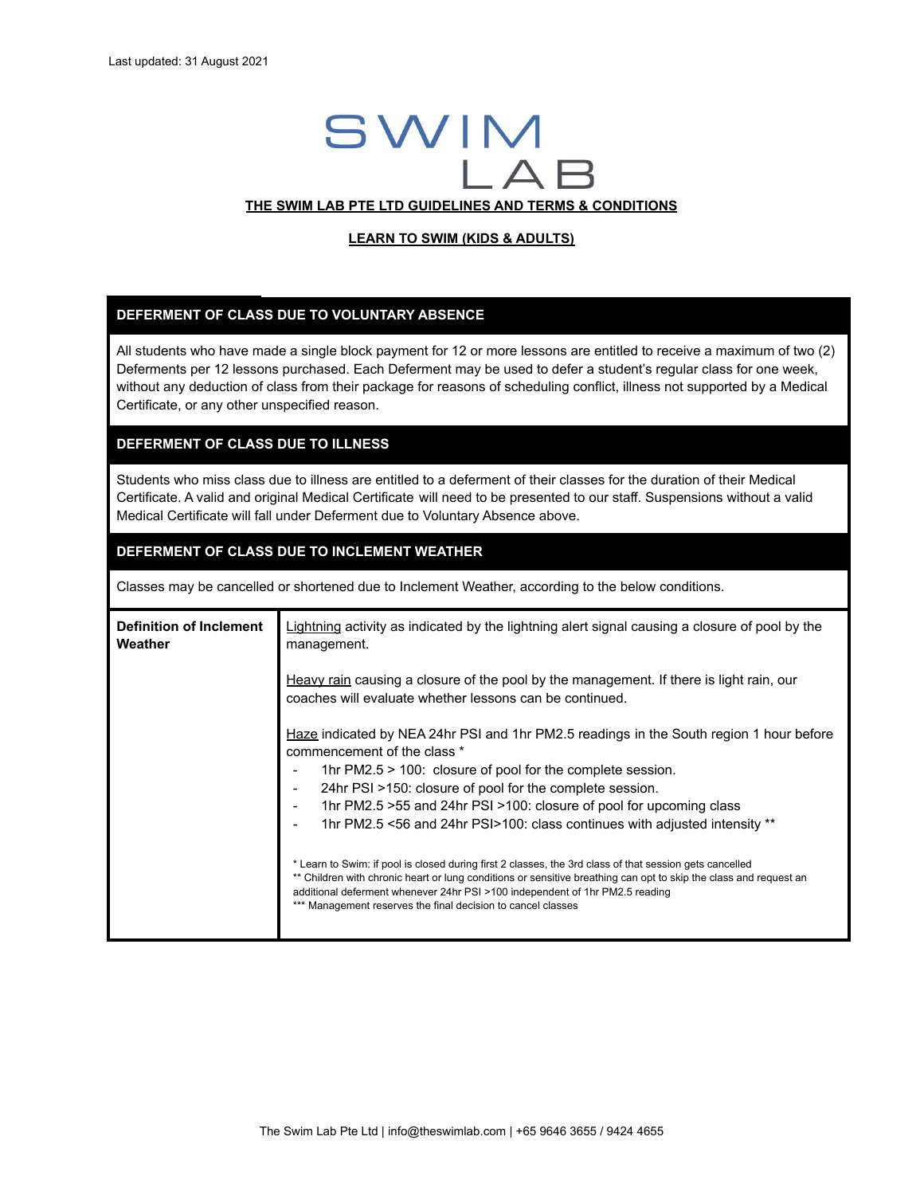Last updated: 31 August 2021

SWIM LAB

**THE SWIM LAB PTE LTD GUIDELINES AND TERMS & CONDITIONS**

**LEARN TO SWIM (KIDS & ADULTS)**

## DEFERMENT OF CLASS DUE TO VOLUNTARY ABSENCE

All students who have made a single block payment for 12 or more lessons are entitled to receive a maximum of two (2) Deferments per 12 lessons purchased. Each Deferment may be used to defer a student's regular class for one week, without any deduction of class from their package for reasons of scheduling conflict, illness not supported by a Medical Certificate, or any other unspecified reason.

## DEFERMENT OF CLASS DUE TO ILLNESS

Students who miss class due to illness are entitled to a deferment of their classes for the duration of their Medical Certificate. A valid and original Medical Certificate will need to be presented to our staff. Suspensions without a valid Medical Certificate will fall under Deferment due to Voluntary Absence above.

## DEFERMENT OF CLASS DUE TO INCLEMENT WEATHER

Classes may be cancelled or shortened due to Inclement Weather, according to the below conditions.

| **Definition of Inclement Weather** | Lightning activity as indicated by the lightning alert signal causing a closure of pool by the management.<br><br>Heavy rain causing a closure of the pool by the management. If there is light rain, our coaches will evaluate whether lessons can be continued.<br><br>Haze indicated by NEA 24hr PSI and 1hr PM2.5 readings in the South region 1 hour before commencement of the class *<br>- 1hr PM2.5 > 100: closure of pool for the complete session.<br>- 24hr PSI >150: closure of pool for the complete session.<br>- 1hr PM2.5 >55 and 24hr PSI >100: closure of pool for upcoming class<br>- 1hr PM2.5 <56 and 24hr PSI>100: class continues with adjusted intensity **<br><br>* Learn to Swim: if pool is closed during first 2 classes, the 3rd class of that session gets cancelled<br>** Children with chronic heart or lung conditions or sensitive breathing can opt to skip the class and request an additional deferment whenever 24hr PSI >100 independent of 1hr PM2.5 reading<br>*** Management reserves the final decision to cancel classes |
|---|---|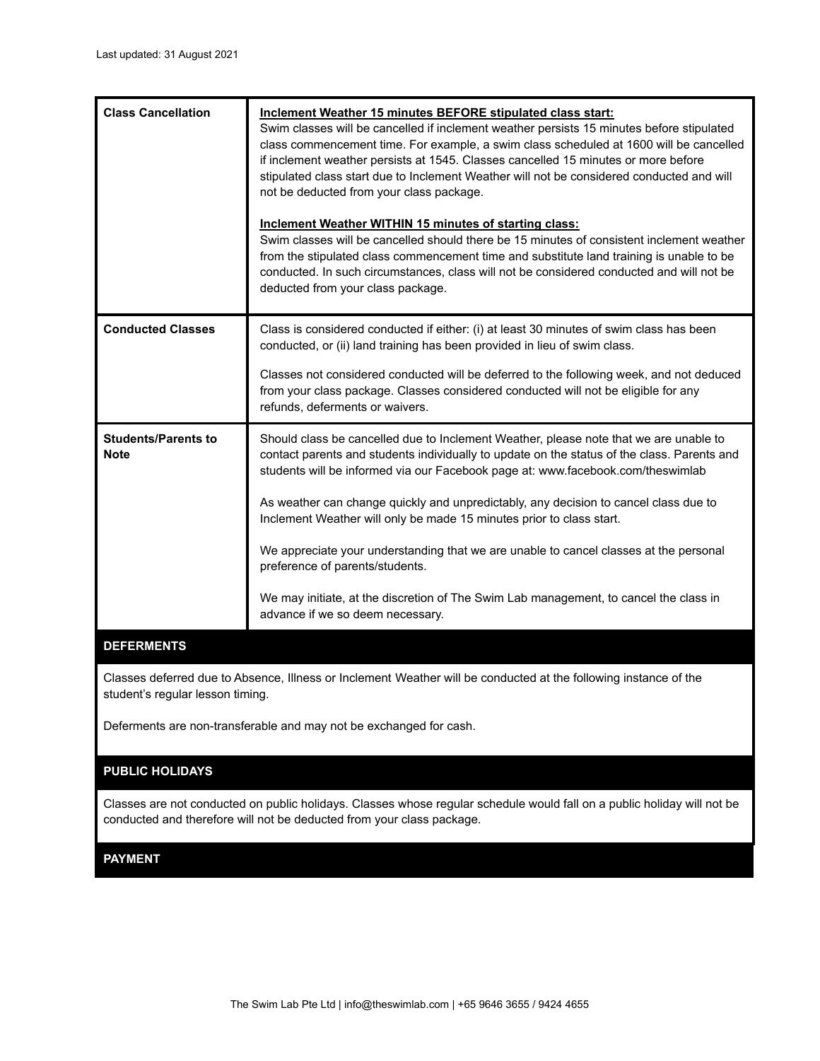Last updated: 31 August 2021

| | |
|---|---|
| **Class Cancellation** | **<u>Inclement Weather 15 minutes BEFORE stipulated class start:</u>**<br>Swim classes will be cancelled if inclement weather persists 15 minutes before stipulated class commencement time. For example, a swim class scheduled at 1600 will be cancelled if inclement weather persists at 1545. Classes cancelled 15 minutes or more before stipulated class start due to Inclement Weather will not be considered conducted and will not be deducted from your class package.<br><br>**<u>Inclement Weather WITHIN 15 minutes of starting class:</u>**<br>Swim classes will be cancelled should there be 15 minutes of consistent inclement weather from the stipulated class commencement time and substitute land training is unable to be conducted. In such circumstances, class will not be considered conducted and will not be deducted from your class package. |
| **Conducted Classes** | Class is considered conducted if either: (i) at least 30 minutes of swim class has been conducted, or (ii) land training has been provided in lieu of swim class.<br><br>Classes not considered conducted will be deferred to the following week, and not deduced from your class package. Classes considered conducted will not be eligible for any refunds, deferments or waivers. |
| **Students/Parents to Note** | Should class be cancelled due to Inclement Weather, please note that we are unable to contact parents and students individually to update on the status of the class. Parents and students will be informed via our Facebook page at: www.facebook.com/theswimlab<br><br>As weather can change quickly and unpredictably, any decision to cancel class due to Inclement Weather will only be made 15 minutes prior to class start.<br><br>We appreciate your understanding that we are unable to cancel classes at the personal preference of parents/students.<br><br>We may initiate, at the discretion of The Swim Lab management, to cancel the class in advance if we so deem necessary. |

## DEFERMENTS

Classes deferred due to Absence, Illness or Inclement Weather will be conducted at the following instance of the student's regular lesson timing.

Deferments are non-transferable and may not be exchanged for cash.

## PUBLIC HOLIDAYS

Classes are not conducted on public holidays. Classes whose regular schedule would fall on a public holiday will not be conducted and therefore will not be deducted from your class package.

## PAYMENT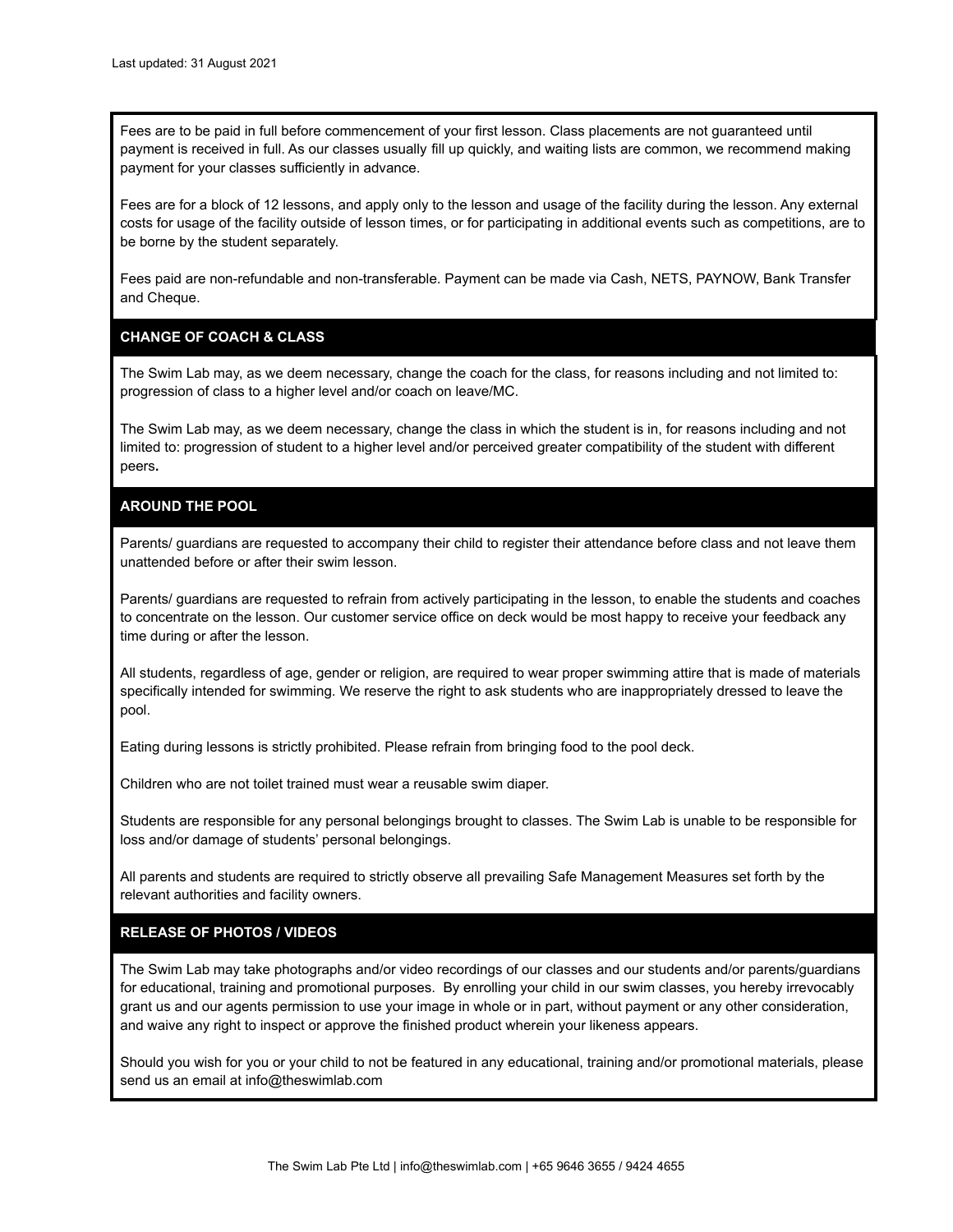Last updated: 31 August 2021

Fees are to be paid in full before commencement of your first lesson. Class placements are not guaranteed until payment is received in full. As our classes usually fill up quickly, and waiting lists are common, we recommend making payment for your classes sufficiently in advance.

Fees are for a block of 12 lessons, and apply only to the lesson and usage of the facility during the lesson. Any external costs for usage of the facility outside of lesson times, or for participating in additional events such as competitions, are to be borne by the student separately.

Fees paid are non-refundable and non-transferable. Payment can be made via Cash, NETS, PAYNOW, Bank Transfer and Cheque.

## CHANGE OF COACH & CLASS

The Swim Lab may, as we deem necessary, change the coach for the class, for reasons including and not limited to: progression of class to a higher level and/or coach on leave/MC.

The Swim Lab may, as we deem necessary, change the class in which the student is in, for reasons including and not limited to: progression of student to a higher level and/or perceived greater compatibility of the student with different peers.

## AROUND THE POOL

Parents/ guardians are requested to accompany their child to register their attendance before class and not leave them unattended before or after their swim lesson.

Parents/ guardians are requested to refrain from actively participating in the lesson, to enable the students and coaches to concentrate on the lesson. Our customer service office on deck would be most happy to receive your feedback any time during or after the lesson.

All students, regardless of age, gender or religion, are required to wear proper swimming attire that is made of materials specifically intended for swimming. We reserve the right to ask students who are inappropriately dressed to leave the pool.

Eating during lessons is strictly prohibited. Please refrain from bringing food to the pool deck.

Children who are not toilet trained must wear a reusable swim diaper.

Students are responsible for any personal belongings brought to classes. The Swim Lab is unable to be responsible for loss and/or damage of students' personal belongings.

All parents and students are required to strictly observe all prevailing Safe Management Measures set forth by the relevant authorities and facility owners.

## RELEASE OF PHOTOS / VIDEOS

The Swim Lab may take photographs and/or video recordings of our classes and our students and/or parents/guardians for educational, training and promotional purposes. By enrolling your child in our swim classes, you hereby irrevocably grant us and our agents permission to use your image in whole or in part, without payment or any other consideration, and waive any right to inspect or approve the finished product wherein your likeness appears.

Should you wish for you or your child to not be featured in any educational, training and/or promotional materials, please send us an email at info@theswimlab.com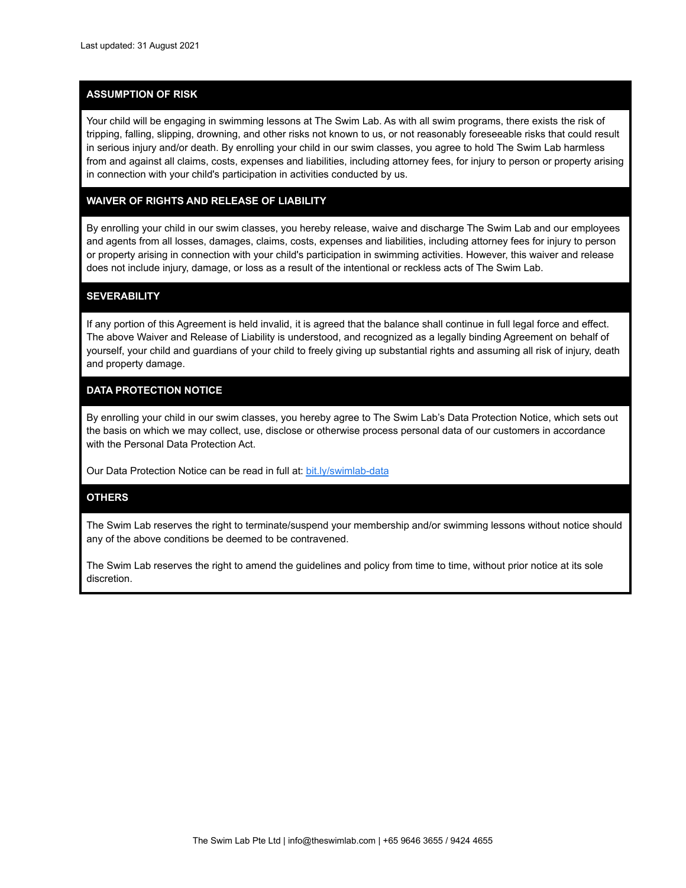Last updated: 31 August 2021

## ASSUMPTION OF RISK

Your child will be engaging in swimming lessons at The Swim Lab. As with all swim programs, there exists the risk of tripping, falling, slipping, drowning, and other risks not known to us, or not reasonably foreseeable risks that could result in serious injury and/or death. By enrolling your child in our swim classes, you agree to hold The Swim Lab harmless from and against all claims, costs, expenses and liabilities, including attorney fees, for injury to person or property arising in connection with your child's participation in activities conducted by us.

## WAIVER OF RIGHTS AND RELEASE OF LIABILITY

By enrolling your child in our swim classes, you hereby release, waive and discharge The Swim Lab and our employees and agents from all losses, damages, claims, costs, expenses and liabilities, including attorney fees for injury to person or property arising in connection with your child's participation in swimming activities. However, this waiver and release does not include injury, damage, or loss as a result of the intentional or reckless acts of The Swim Lab.

## SEVERABILITY

If any portion of this Agreement is held invalid, it is agreed that the balance shall continue in full legal force and effect. The above Waiver and Release of Liability is understood, and recognized as a legally binding Agreement on behalf of yourself, your child and guardians of your child to freely giving up substantial rights and assuming all risk of injury, death and property damage.

## DATA PROTECTION NOTICE

By enrolling your child in our swim classes, you hereby agree to The Swim Lab's Data Protection Notice, which sets out the basis on which we may collect, use, disclose or otherwise process personal data of our customers in accordance with the Personal Data Protection Act.

Our Data Protection Notice can be read in full at: [bit.ly/swimlab-data](bit.ly/swimlab-data)

## OTHERS

The Swim Lab reserves the right to terminate/suspend your membership and/or swimming lessons without notice should any of the above conditions be deemed to be contravened.

The Swim Lab reserves the right to amend the guidelines and policy from time to time, without prior notice at its sole discretion.

The Swim Lab Pte Ltd | info@theswimlab.com | +65 9646 3655 / 9424 4655